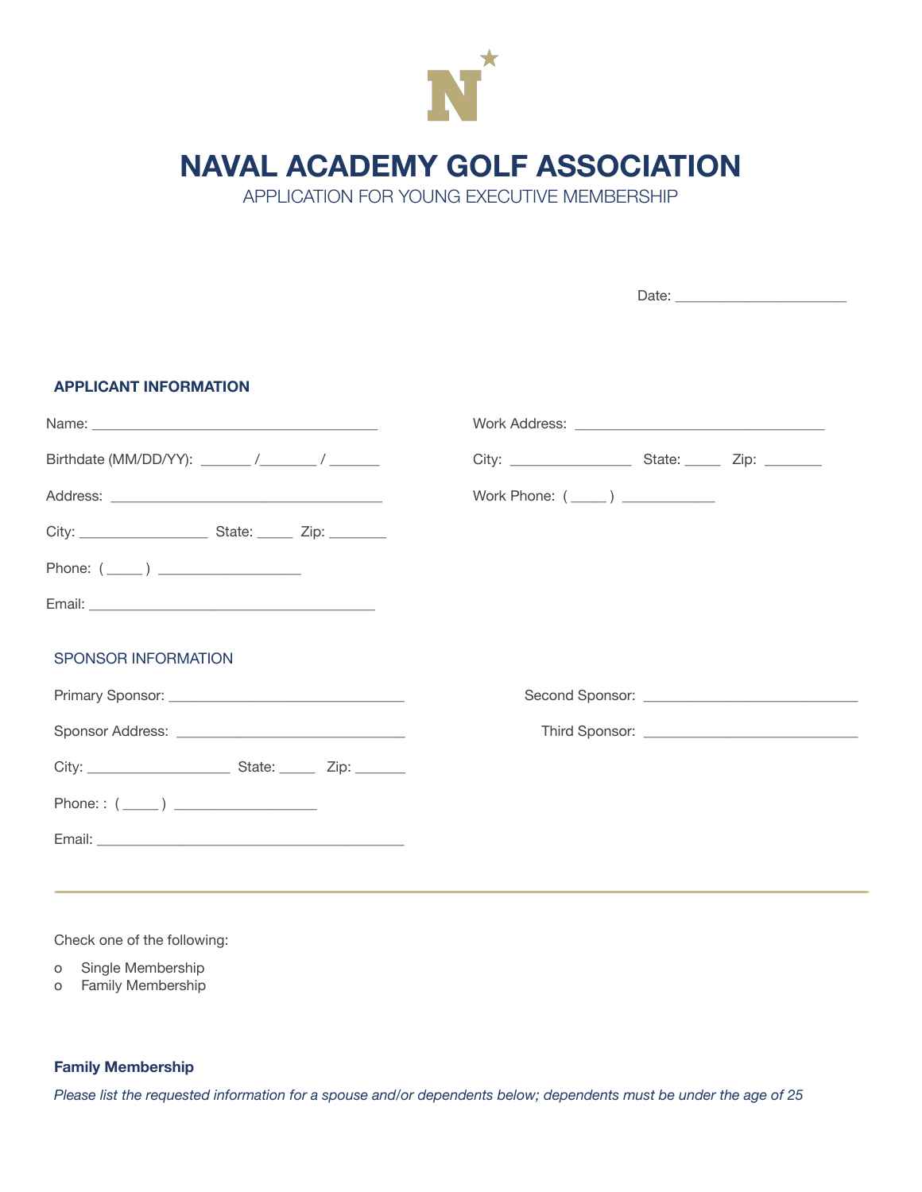# NAVAL ACADEMY GOLF ASSOCIATION

APPLICATION FOR YOUNG EXECUTIVE MEMBERSHIP

Date: _______________________

### APPLICANT INFORMATION

Name: ______________________________________

Birthdate (MM/DD/YY): _______ /_______ / _______

Address: ____________________________________

City: _________________ State: _____ Zip: ________

Phone: ( _____ ) ___________________

Email: ______________________________________

Work Address: _________________________________

City: ________________ State: _____ Zip: ________

Work Phone: ( _____ ) _____________

### SPONSOR INFORMATION

Primary Sponsor: ________________________________

Sponsor Address: ______________________________

City: ___________________ State: _____ Zip: _______

Phone: : ( _____ ) ___________________

Email: ________________________________________

Second Sponsor: ____________________________

Third Sponsor: ____________________________

---

Check one of the following:

o Single Membership
o Family Membership

### Family Membership

*Please list the requested information for a spouse and/or dependents below; dependents must be under the age of 25*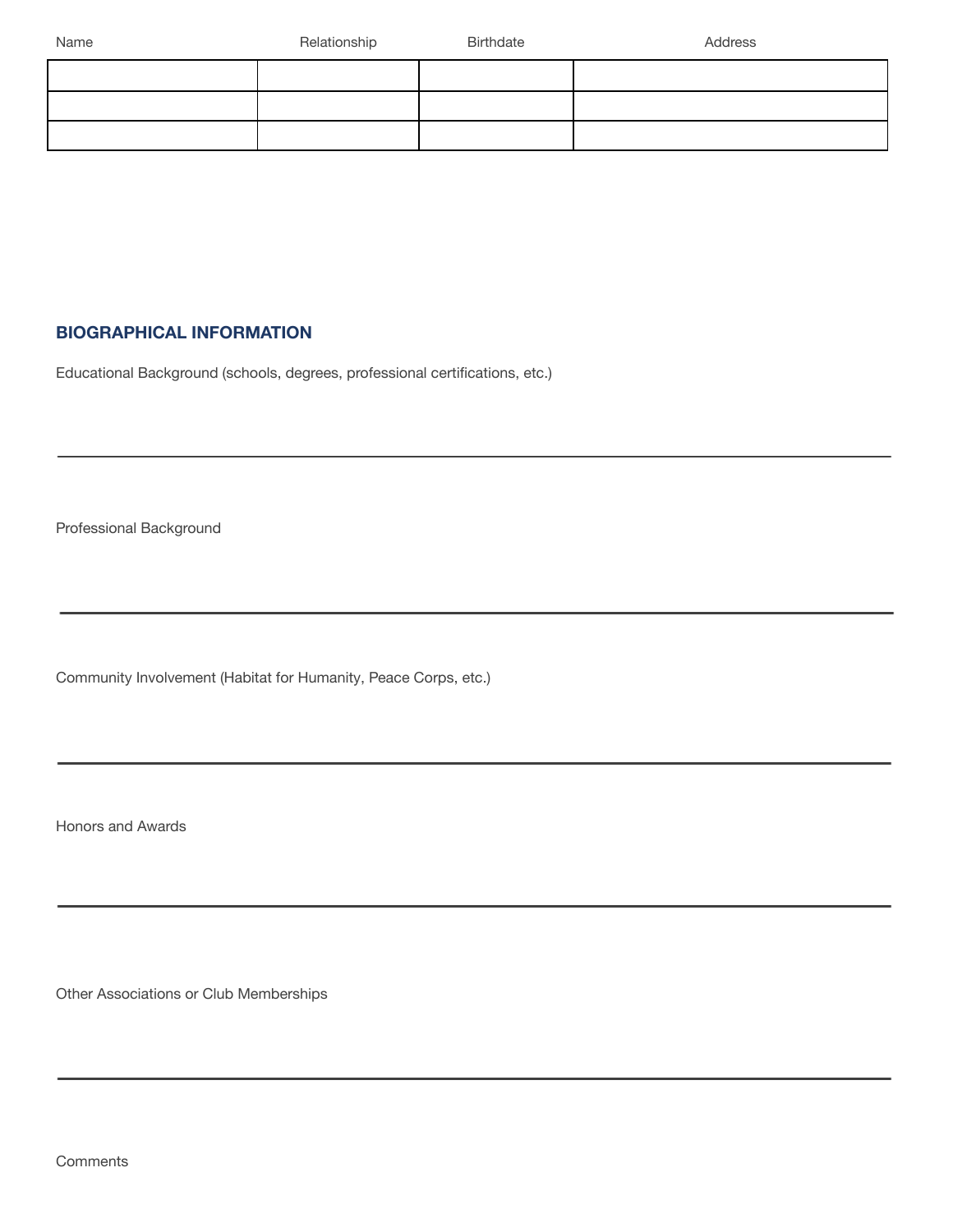| Name | Relationship | Birthdate | Address |
|---|---|---|---|
| | | | |
| | | | |
| | | | |

## BIOGRAPHICAL INFORMATION

Educational Background (schools, degrees, professional certifications, etc.)

---

Professional Background

---

Community Involvement (Habitat for Humanity, Peace Corps, etc.)

---

Honors and Awards

---

Other Associations or Club Memberships

---

Comments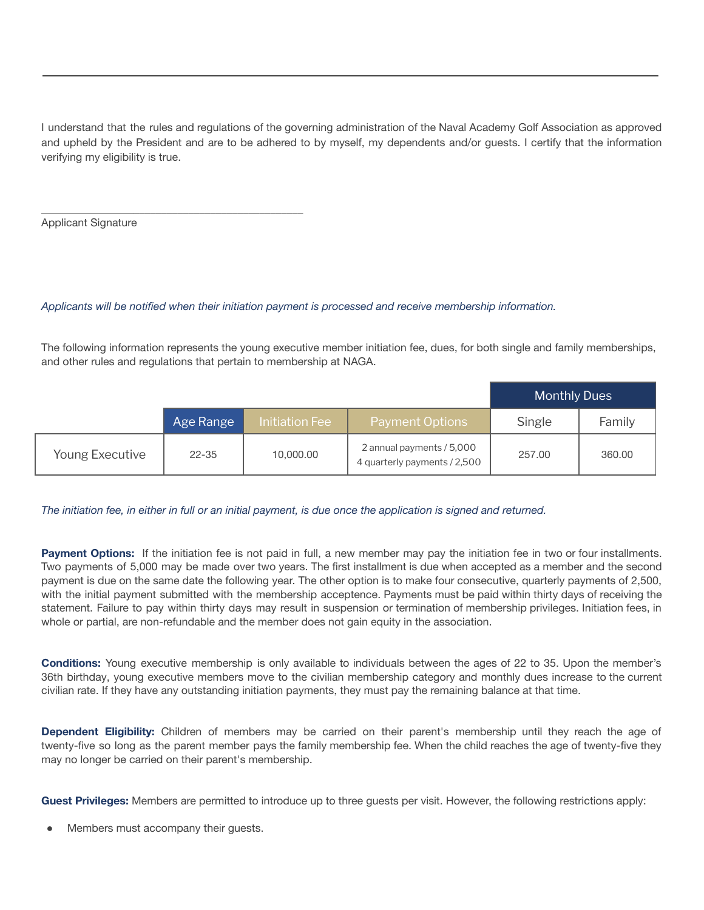I understand that the rules and regulations of the governing administration of the Naval Academy Golf Association as approved and upheld by the President and are to be adhered to by myself, my dependents and/or guests. I certify that the information verifying my eligibility is true.

\_\_\_\_\_\_\_\_\_\_\_\_\_\_\_\_\_\_\_\_\_\_\_\_\_\_\_\_\_\_\_\_\_\_\_\_\_\_\_\_

Applicant Signature

*Applicants will be notified when their initiation payment is processed and receive membership information.*

The following information represents the young executive member initiation fee, dues, for both single and family memberships, and other rules and regulations that pertain to membership at NAGA.

| | | | | Monthly Dues | |
|---|---|---|---|---|---|
| | Age Range | Initiation Fee | Payment Options | Single | Family |
| Young Executive | 22-35 | 10,000.00 | 2 annual payments / 5,000<br>4 quarterly payments / 2,500 | 257.00 | 360.00 |

*The initiation fee, in either in full or an initial payment, is due once the application is signed and returned.*

**Payment Options:** If the initiation fee is not paid in full, a new member may pay the initiation fee in two or four installments. Two payments of 5,000 may be made over two years. The first installment is due when accepted as a member and the second payment is due on the same date the following year. The other option is to make four consecutive, quarterly payments of 2,500, with the initial payment submitted with the membership acceptence. Payments must be paid within thirty days of receiving the statement. Failure to pay within thirty days may result in suspension or termination of membership privileges. Initiation fees, in whole or partial, are non-refundable and the member does not gain equity in the association.

**Conditions:** Young executive membership is only available to individuals between the ages of 22 to 35. Upon the member's 36th birthday, young executive members move to the civilian membership category and monthly dues increase to the current civilian rate. If they have any outstanding initiation payments, they must pay the remaining balance at that time.

**Dependent Eligibility:** Children of members may be carried on their parent's membership until they reach the age of twenty-five so long as the parent member pays the family membership fee. When the child reaches the age of twenty-five they may no longer be carried on their parent's membership.

**Guest Privileges:** Members are permitted to introduce up to three guests per visit. However, the following restrictions apply:

- Members must accompany their guests.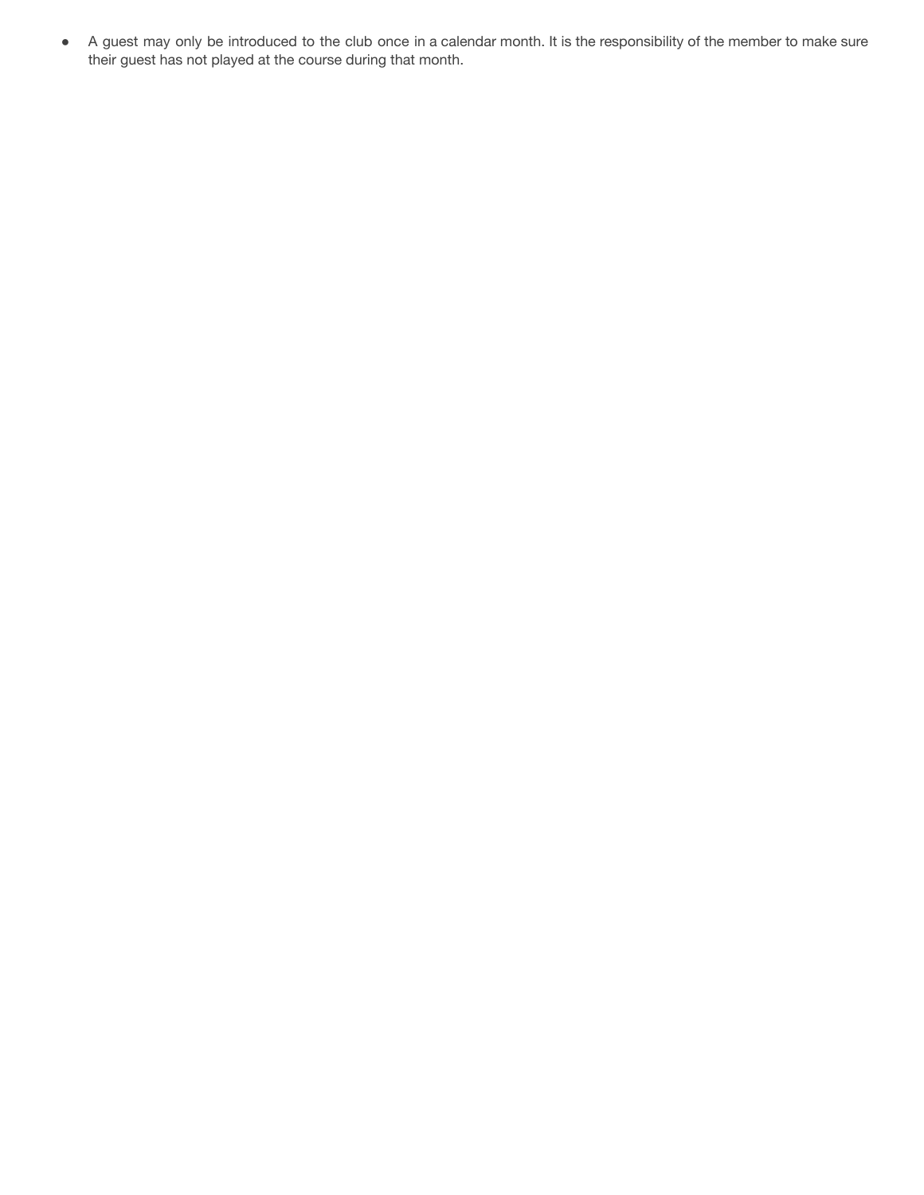- A guest may only be introduced to the club once in a calendar month. It is the responsibility of the member to make sure their guest has not played at the course during that month.